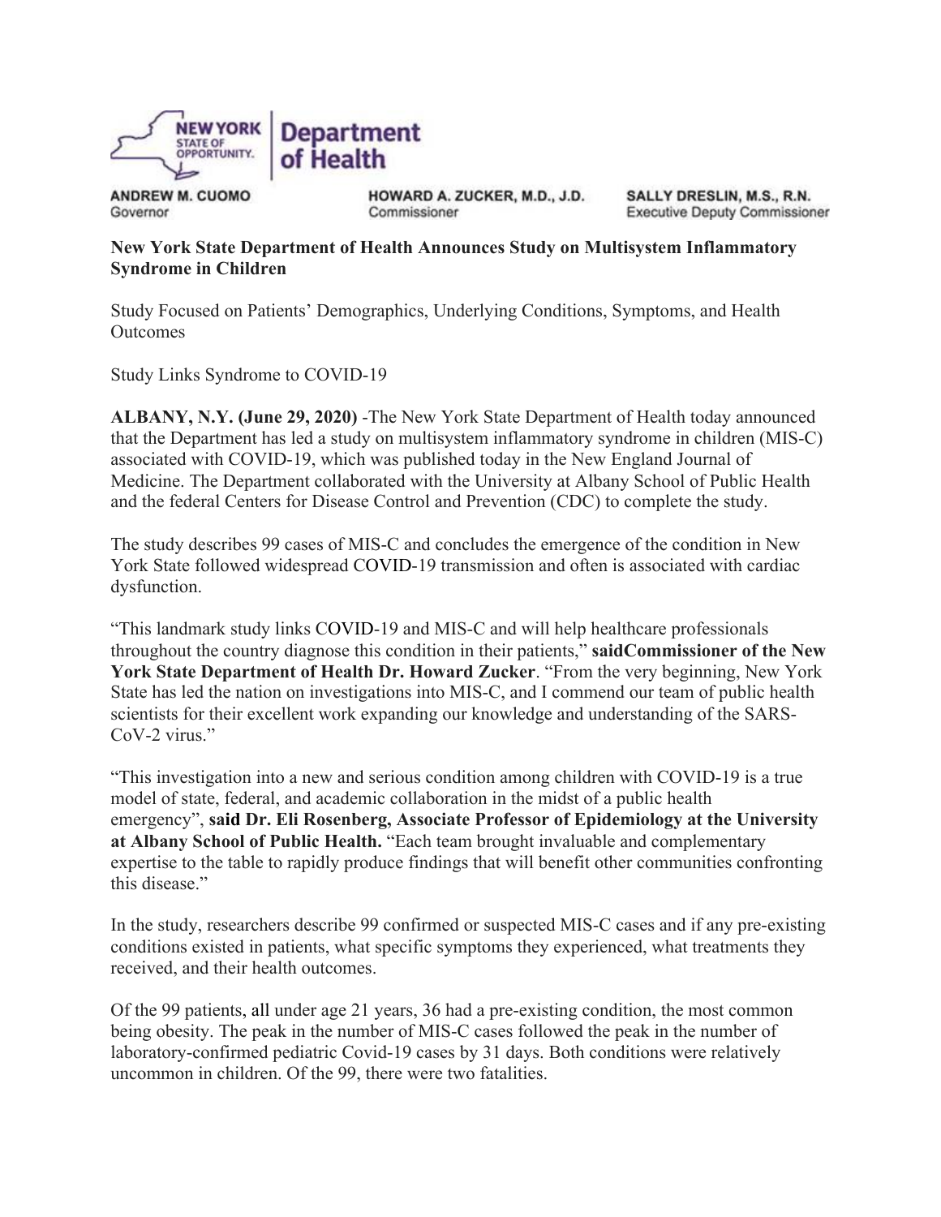NEW YORK STATE OF OPPORTUNITY. | Department of Health

**ANDREW M. CUOMO**
Governor

**HOWARD A. ZUCKER, M.D., J.D.**
Commissioner

**SALLY DRESLIN, M.S., R.N.**
Executive Deputy Commissioner

**New York State Department of Health Announces Study on Multisystem Inflammatory Syndrome in Children**

Study Focused on Patients' Demographics, Underlying Conditions, Symptoms, and Health Outcomes

Study Links Syndrome to COVID-19

**ALBANY, N.Y. (June 29, 2020)** -The New York State Department of Health today announced that the Department has led a study on multisystem inflammatory syndrome in children (MIS-C) associated with COVID-19, which was published today in the New England Journal of Medicine. The Department collaborated with the University at Albany School of Public Health and the federal Centers for Disease Control and Prevention (CDC) to complete the study.

The study describes 99 cases of MIS-C and concludes the emergence of the condition in New York State followed widespread COVID-19 transmission and often is associated with cardiac dysfunction.

"This landmark study links COVID-19 and MIS-C and will help healthcare professionals throughout the country diagnose this condition in their patients," **saidCommissioner of the New York State Department of Health Dr. Howard Zucker**. "From the very beginning, New York State has led the nation on investigations into MIS-C, and I commend our team of public health scientists for their excellent work expanding our knowledge and understanding of the SARS-CoV-2 virus."

"This investigation into a new and serious condition among children with COVID-19 is a true model of state, federal, and academic collaboration in the midst of a public health emergency", **said Dr. Eli Rosenberg, Associate Professor of Epidemiology at the University at Albany School of Public Health.** "Each team brought invaluable and complementary expertise to the table to rapidly produce findings that will benefit other communities confronting this disease."

In the study, researchers describe 99 confirmed or suspected MIS-C cases and if any pre-existing conditions existed in patients, what specific symptoms they experienced, what treatments they received, and their health outcomes.

Of the 99 patients, all under age 21 years, 36 had a pre-existing condition, the most common being obesity. The peak in the number of MIS-C cases followed the peak in the number of laboratory-confirmed pediatric Covid-19 cases by 31 days. Both conditions were relatively uncommon in children. Of the 99, there were two fatalities.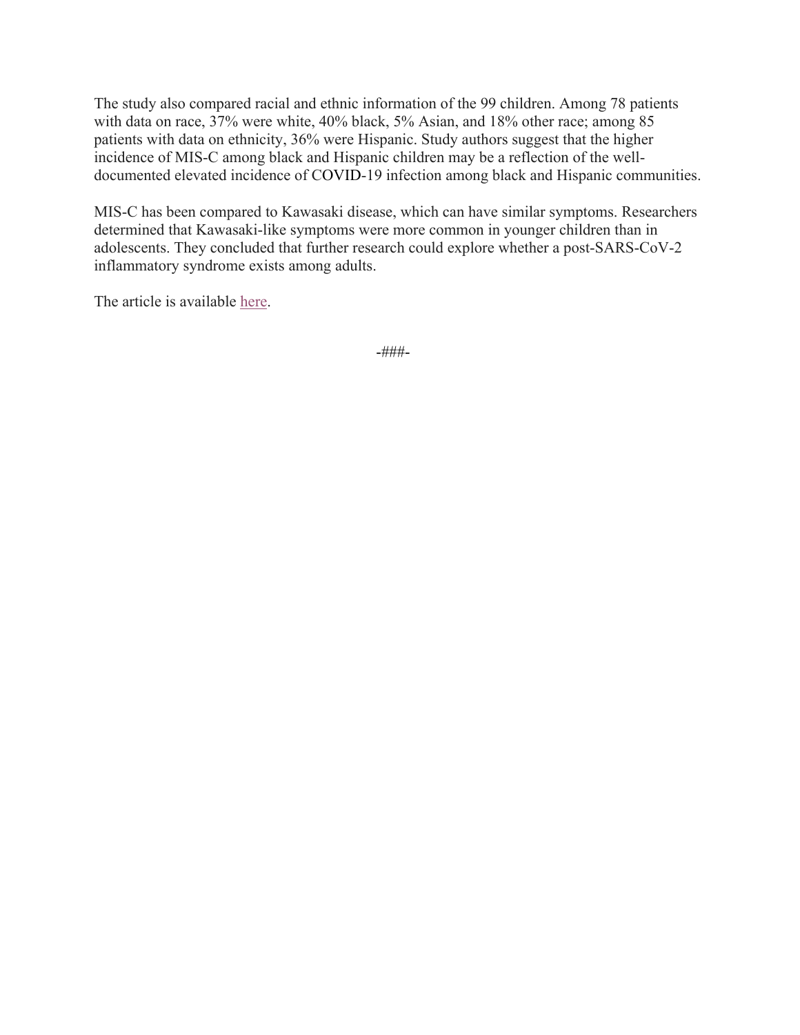The study also compared racial and ethnic information of the 99 children. Among 78 patients with data on race, 37% were white, 40% black, 5% Asian, and 18% other race; among 85 patients with data on ethnicity, 36% were Hispanic. Study authors suggest that the higher incidence of MIS-C among black and Hispanic children may be a reflection of the well-documented elevated incidence of COVID-19 infection among black and Hispanic communities.

MIS-C has been compared to Kawasaki disease, which can have similar symptoms. Researchers determined that Kawasaki-like symptoms were more common in younger children than in adolescents. They concluded that further research could explore whether a post-SARS-CoV-2 inflammatory syndrome exists among adults.

The article is available here.

-###-